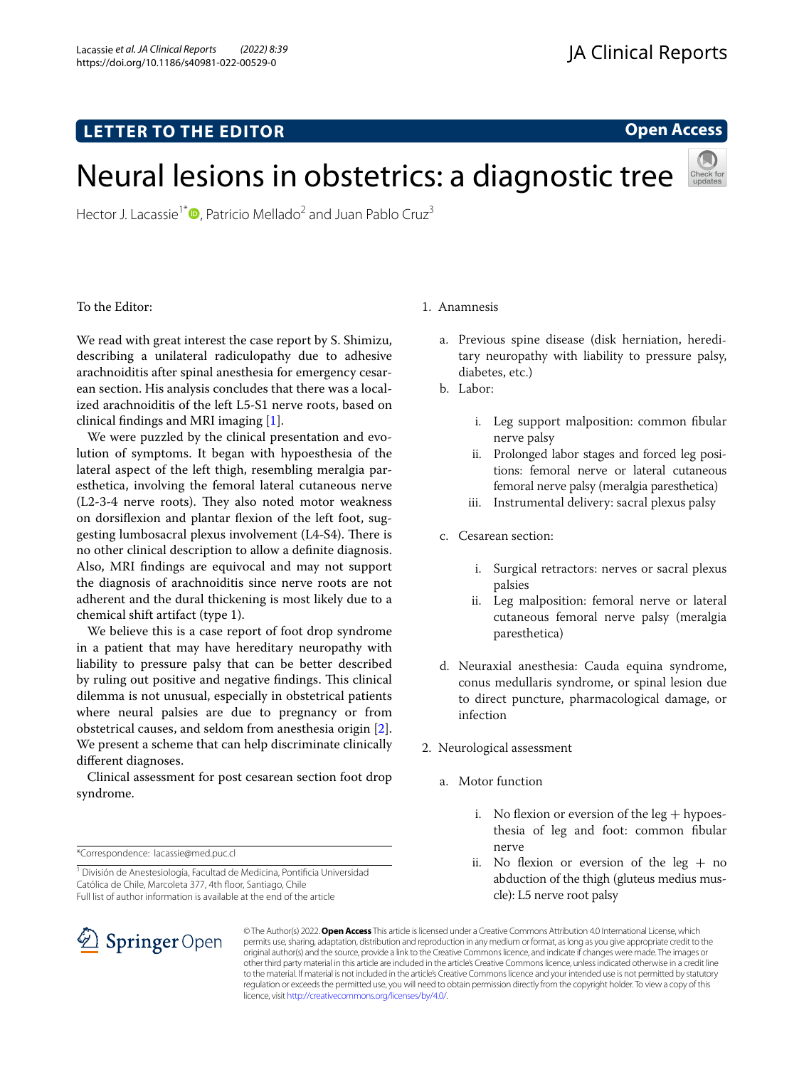LETTER TO THE EDITOR

Open Access

# Neural lesions in obstetrics: a diagnostic tree

Hector J. Lacassie[1*], Patricio Mellado[2] and Juan Pablo Cruz[3]

To the Editor:

We read with great interest the case report by S. Shimizu, describing a unilateral radiculopathy due to adhesive arachnoiditis after spinal anesthesia for emergency cesarean section. His analysis concludes that there was a localized arachnoiditis of the left L5-S1 nerve roots, based on clinical findings and MRI imaging [1].

We were puzzled by the clinical presentation and evolution of symptoms. It began with hypoesthesia of the lateral aspect of the left thigh, resembling meralgia paresthetica, involving the femoral lateral cutaneous nerve (L2-3-4 nerve roots). They also noted motor weakness on dorsiflexion and plantar flexion of the left foot, suggesting lumbosacral plexus involvement (L4-S4). There is no other clinical description to allow a definite diagnosis. Also, MRI findings are equivocal and may not support the diagnosis of arachnoiditis since nerve roots are not adherent and the dural thickening is most likely due to a chemical shift artifact (type 1).

We believe this is a case report of foot drop syndrome in a patient that may have hereditary neuropathy with liability to pressure palsy that can be better described by ruling out positive and negative findings. This clinical dilemma is not unusual, especially in obstetrical patients where neural palsies are due to pregnancy or from obstetrical causes, and seldom from anesthesia origin [2]. We present a scheme that can help discriminate clinically different diagnoses.

Clinical assessment for post cesarean section foot drop syndrome.

1. Anamnesis
   a. Previous spine disease (disk herniation, hereditary neuropathy with liability to pressure palsy, diabetes, etc.)
   b. Labor:
      i. Leg support malposition: common fibular nerve palsy
      ii. Prolonged labor stages and forced leg positions: femoral nerve or lateral cutaneous femoral nerve palsy (meralgia paresthetica)
      iii. Instrumental delivery: sacral plexus palsy
   c. Cesarean section:
      i. Surgical retractors: nerves or sacral plexus palsies
      ii. Leg malposition: femoral nerve or lateral cutaneous femoral nerve palsy (meralgia paresthetica)
   d. Neuraxial anesthesia: Cauda equina syndrome, conus medullaris syndrome, or spinal lesion due to direct puncture, pharmacological damage, or infection
2. Neurological assessment
   a. Motor function
      i. No flexion or eversion of the leg + hypoesthesia of leg and foot: common fibular nerve
      ii. No flexion or eversion of the leg + no abduction of the thigh (gluteus medius muscle): L5 nerve root palsy

*Correspondence: lacassie@med.puc.cl

[1] División de Anestesiología, Facultad de Medicina, Pontificia Universidad Católica de Chile, Marcoleta 377, 4th floor, Santiago, Chile

Full list of author information is available at the end of the article

© The Author(s) 2022. **Open Access** This article is licensed under a Creative Commons Attribution 4.0 International License, which permits use, sharing, adaptation, distribution and reproduction in any medium or format, as long as you give appropriate credit to the original author(s) and the source, provide a link to the Creative Commons licence, and indicate if changes were made. The images or other third party material in this article are included in the article's Creative Commons licence, unless indicated otherwise in a credit line to the material. If material is not included in the article's Creative Commons licence and your intended use is not permitted by statutory regulation or exceeds the permitted use, you will need to obtain permission directly from the copyright holder. To view a copy of this licence, visit http://creativecommons.org/licenses/by/4.0/.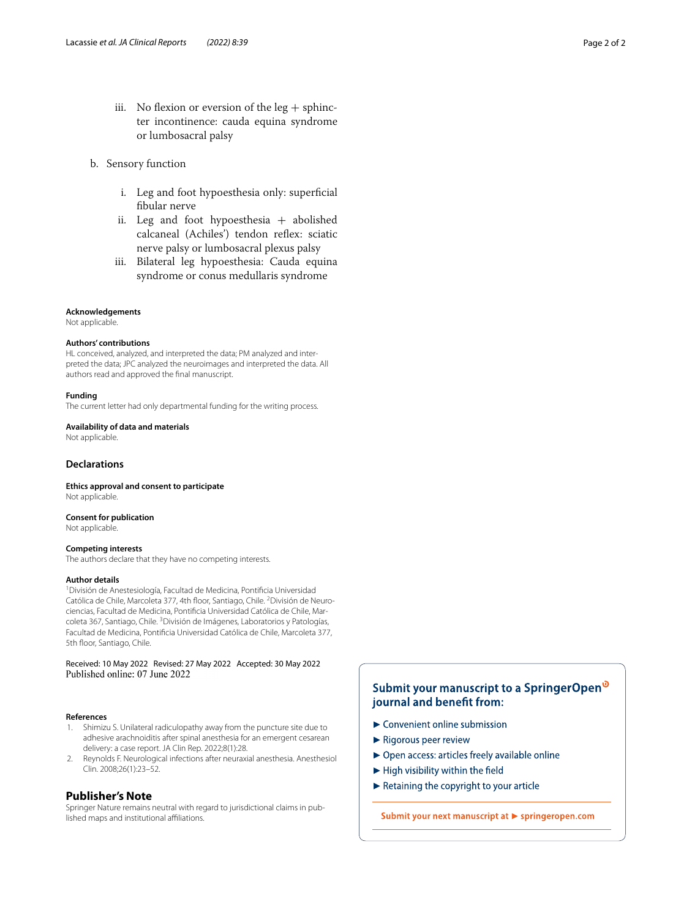iii. No flexion or eversion of the leg + sphincter incontinence: cauda equina syndrome or lumbosacral palsy

b. Sensory function

i. Leg and foot hypoesthesia only: superficial fibular nerve
ii. Leg and foot hypoesthesia + abolished calcaneal (Achiles') tendon reflex: sciatic nerve palsy or lumbosacral plexus palsy
iii. Bilateral leg hypoesthesia: Cauda equina syndrome or conus medullaris syndrome

**Acknowledgements**
Not applicable.

**Authors' contributions**
HL conceived, analyzed, and interpreted the data; PM analyzed and interpreted the data; JPC analyzed the neuroimages and interpreted the data. All authors read and approved the final manuscript.

**Funding**
The current letter had only departmental funding for the writing process.

**Availability of data and materials**
Not applicable.

## Declarations

**Ethics approval and consent to participate**
Not applicable.

**Consent for publication**
Not applicable.

**Competing interests**
The authors declare that they have no competing interests.

**Author details**
[1]División de Anestesiología, Facultad de Medicina, Pontificia Universidad Católica de Chile, Marcoleta 377, 4th floor, Santiago, Chile. [2]División de Neurociencias, Facultad de Medicina, Pontificia Universidad Católica de Chile, Marcoleta 367, Santiago, Chile. [3]División de Imágenes, Laboratorios y Patologías, Facultad de Medicina, Pontificia Universidad Católica de Chile, Marcoleta 377, 5th floor, Santiago, Chile.

Received: 10 May 2022 Revised: 27 May 2022 Accepted: 30 May 2022
Published online: 07 June 2022

**References**

1. Shimizu S. Unilateral radiculopathy away from the puncture site due to adhesive arachnoiditis after spinal anesthesia for an emergent cesarean delivery: a case report. JA Clin Rep. 2022;8(1):28.
2. Reynolds F. Neurological infections after neuraxial anesthesia. Anesthesiol Clin. 2008;26(1):23–52.

## Publisher's Note

Springer Nature remains neutral with regard to jurisdictional claims in published maps and institutional affiliations.

**Submit your manuscript to a SpringerOpen journal and benefit from:**

- Convenient online submission
- Rigorous peer review
- Open access: articles freely available online
- High visibility within the field
- Retaining the copyright to your article

**Submit your next manuscript at ▶ springeropen.com**